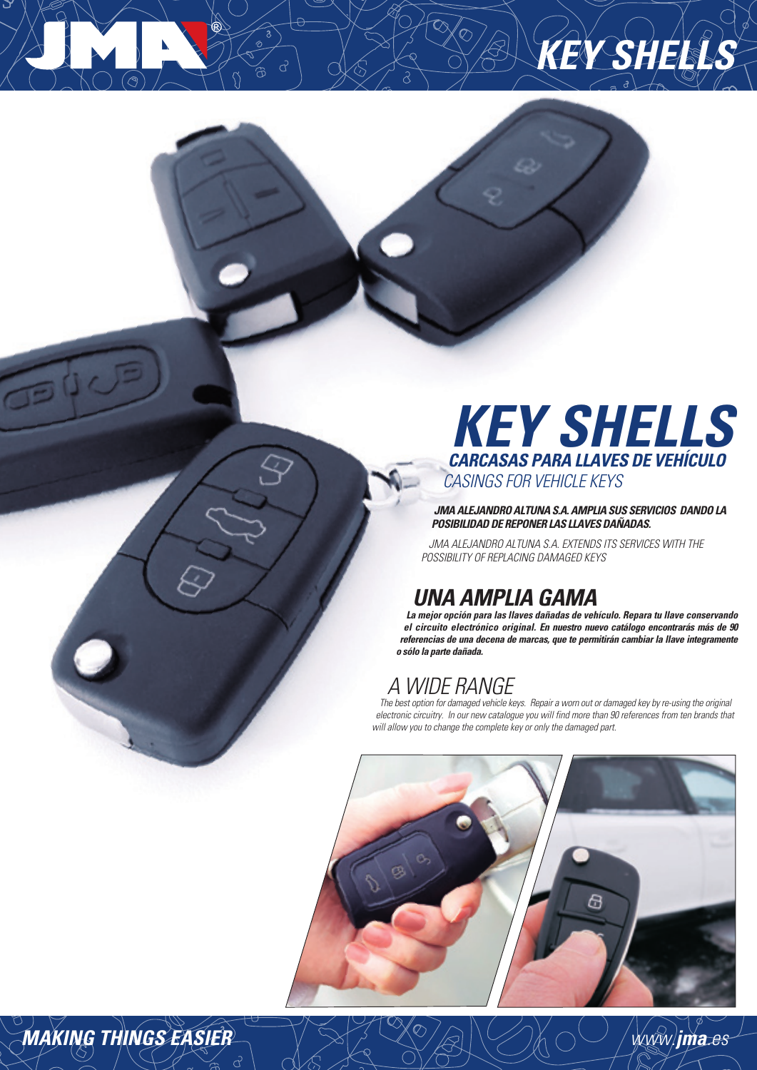# KEY SHELLS

## CARCASAS PARA LLAVES DE VEHÍCULO

CASINGS FOR VEHICLE KEYS

***JMA ALEJANDRO ALTUNA S.A. AMPLIA SUS SERVICIOS DANDO LA POSIBILIDAD DE REPONER LAS LLAVES DAÑADAS.***

*JMA ALEJANDRO ALTUNA S.A. EXTENDS ITS SERVICES WITH THE POSSIBILITY OF REPLACING DAMAGED KEYS*

## UNA AMPLIA GAMA

***La mejor opción para las llaves dañadas de vehículo. Repara tu llave conservando el circuito electrónico original. En nuestro nuevo catálogo encontrarás más de 90 referencias de una decena de marcas, que te permitirán cambiar la llave íntegramente o sólo la parte dañada.***

## A WIDE RANGE

*The best option for damaged vehicle keys. Repair a worn out or damaged key by re-using the original electronic circuitry. In our new catalogue you will find more than 90 references from ten brands that will allow you to change the complete key or only the damaged part.*

MAKING THINGS EASIER

www.jma.es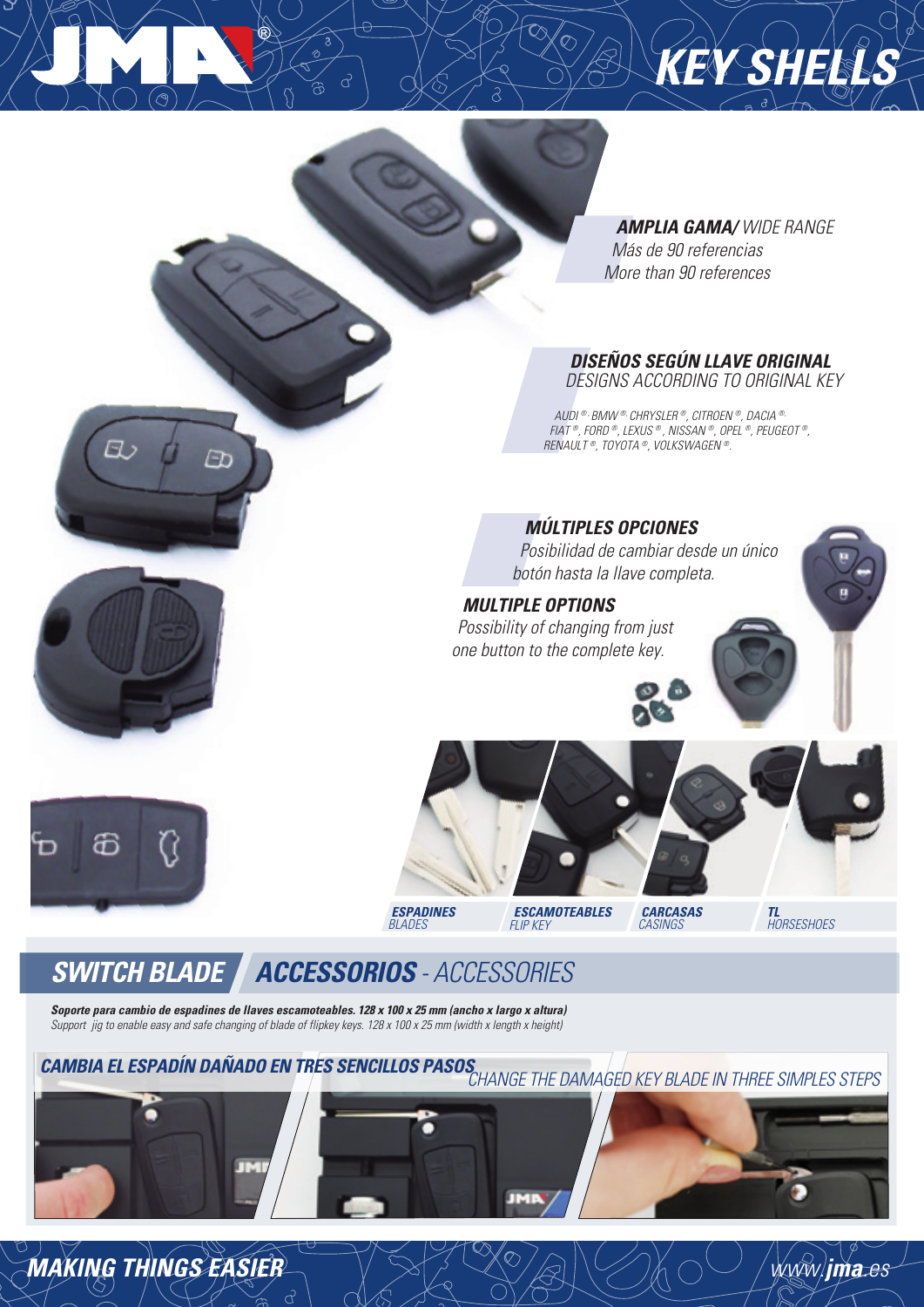# KEY SHELLS

**AMPLIA GAMA/** WIDE RANGE
Más de 90 referencias
More than 90 references

**DISEÑOS SEGÚN LLAVE ORIGINAL**
DESIGNS ACCORDING TO ORIGINAL KEY

AUDI ®, BMW ®, CHRYSLER ®, CITROEN ®, DACIA ®, FIAT ®, FORD ®, LEXUS ®, NISSAN ®, OPEL ®, PEUGEOT ®, RENAULT ®, TOYOTA ®, VOLKSWAGEN ®.

**MÚLTIPLES OPCIONES**
Posibilidad de cambiar desde un único botón hasta la llave completa.

**MULTIPLE OPTIONS**
Possibility of changing from just one button to the complete key.

**ESPADINES** BLADES

**ESCAMOTEABLES** FLIP KEY

**CARCASAS** CASINGS

**TL** HORSESHOES

## SWITCH BLADE

## ACCESSORIOS - ACCESSORIES

**Soporte para cambio de espadines de llaves escamoteables. 128 x 100 x 25 mm (ancho x largo x altura)**
Support jig to enable easy and safe changing of blade of flipkey keys. 128 x 100 x 25 mm (width x length x height)

**CAMBIA EL ESPADÍN DAÑADO EN TRES SENCILLOS PASOS**
CHANGE THE DAMAGED KEY BLADE IN THREE SIMPLES STEPS

**MAKING THINGS EASIER**

www.jma.es